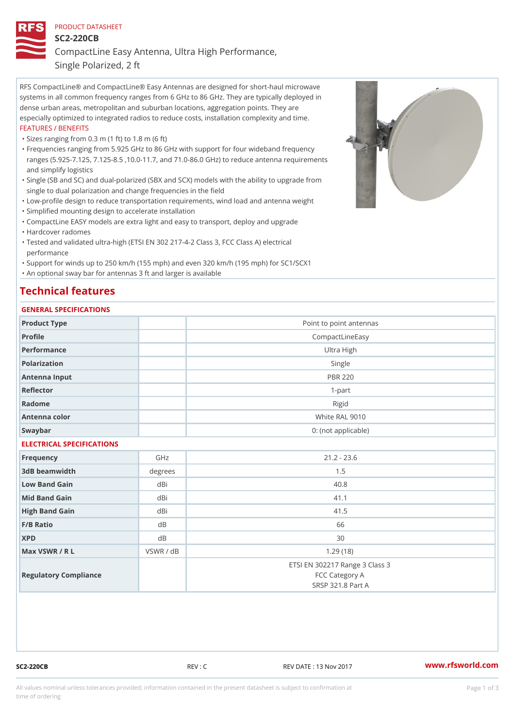PRODUCT DATASHEET

# SC2-220CB

## CompactLine Easy Antenna, Ultra High Performance, Single Polarized, 2 ft

RFS CompactLine® and CompactLine® Easy Antennas are designed for short-haul microwave systems in all common frequency ranges from 6 GHz to 86 GHz. They are typically deployed in dense urban areas, metropolitan and suburban locations, aggregation points. They are especially optimized to integrated radios to reduce costs, installation complexity and time.

FEATURES / BENEFITS

- Sizes ranging from 0.3 m (1 ft) to 1.8 m (6 ft)
- Frequencies ranging from 5.925 GHz to 86 GHz with support for four wideband frequency ranges (5.925-7.125, 7.125-8.5 ,10.0-11.7, and 71.0-86.0 GHz) to reduce antenna requirements and simplify logistics
- Single (SB and SC) and dual-polarized (SBX and SCX) models with the ability to upgrade from single to dual polarization and change frequencies in the field
- Low-profile design to reduce transportation requirements, wind load and antenna weight
- Simplified mounting design to accelerate installation
- CompactLine EASY models are extra light and easy to transport, deploy and upgrade
- Hardcover radomes
- Tested and validated ultra-high (ETSI EN 302 217-4-2 Class 3, FCC Class A) electrical performance
- Support for winds up to 250 km/h (155 mph) and even 320 km/h (195 mph) for SC1/SCX1
- An optional sway bar for antennas 3 ft and larger is available

## Technical features

### GENERAL SPECIFICATIONS

| | | |
|---|---|---|
| Product Type | | Point to point antennas |
| Profile | | CompactLineEasy |
| Performance | | Ultra High |
| Polarization | | Single |
| Antenna Input | | PBR 220 |
| Reflector | | 1-part |
| Radome | | Rigid |
| Antenna color | | White RAL 9010 |
| Swaybar | | 0: (not applicable) |

### ELECTRICAL SPECIFICATIONS

| | | |
|---|---|---|
| Frequency | GHz | 21.2 - 23.6 |
| 3dB beamwidth | degrees | 1.5 |
| Low Band Gain | dBi | 40.8 |
| Mid Band Gain | dBi | 41.1 |
| High Band Gain | dBi | 41.5 |
| F/B Ratio | dB | 66 |
| XPD | dB | 30 |
| Max VSWR / R L | VSWR / dB | 1.29 (18) |
| Regulatory Compliance | | ETSI EN 302217 Range 3 Class 3<br>FCC Category A<br>SRSP 321.8 Part A |

SC2-220CB REV : C REV DATE : 13 Nov 2017 www.rfsworld.com

All values nominal unless tolerances provided; information contained in the present datasheet is subject to confirmation at time of ordering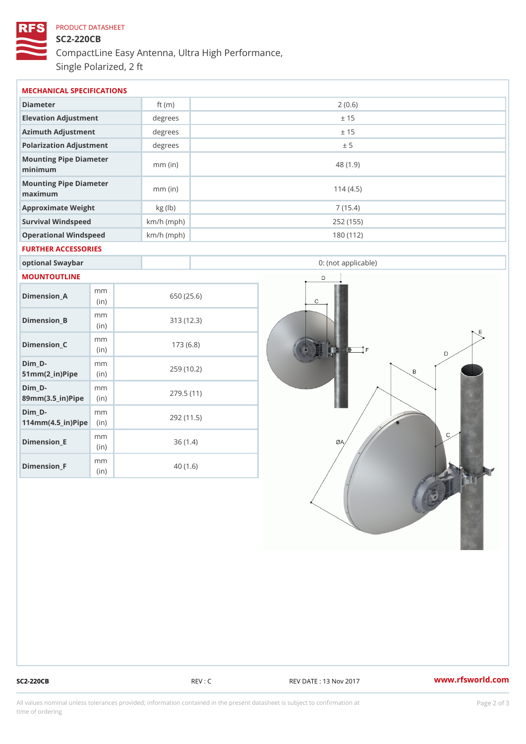PRODUCT DATASHEET

# SC2-220CB

CompactLine Easy Antenna, Ultra High Performance, Single Polarized, 2 ft

## MECHANICAL SPECIFICATIONS

| | | |
|---|---|---|
| Diameter | ft (m) | 2 (0.6) |
| Elevation Adjustment | degrees | ± 15 |
| Azimuth Adjustment | degrees | ± 15 |
| Polarization Adjustment | degrees | ± 5 |
| Mounting Pipe Diameter minimum | mm (in) | 48 (1.9) |
| Mounting Pipe Diameter maximum | mm (in) | 114 (4.5) |
| Approximate Weight | kg (lb) | 7 (15.4) |
| Survival Windspeed | km/h (mph) | 252 (155) |
| Operational Windspeed | km/h (mph) | 180 (112) |

## FURTHER ACCESSORIES

| | | |
|---|---|---|
| optional Swaybar | | 0: (not applicable) |

## MOUNTOUTLINE

| | | |
|---|---|---|
| Dimension_A | mm (in) | 650 (25.6) |
| Dimension_B | mm (in) | 313 (12.3) |
| Dimension_C | mm (in) | 173 (6.8) |
| Dim_D-51mm(2_in)Pipe | mm (in) | 259 (10.2) |
| Dim_D-89mm(3.5_in)Pipe | mm (in) | 279.5 (11) |
| Dim_D-114mm(4.5_in)Pipe | mm (in) | 292 (11.5) |
| Dimension_E | mm (in) | 36 (1.4) |
| Dimension_F | mm (in) | 40 (1.6) |

SC2-220CB REV : C REV DATE : 13 Nov 2017 www.rfsworld.com

All values nominal unless tolerances provided; information contained in the present datasheet is subject to confirmation at time of ordering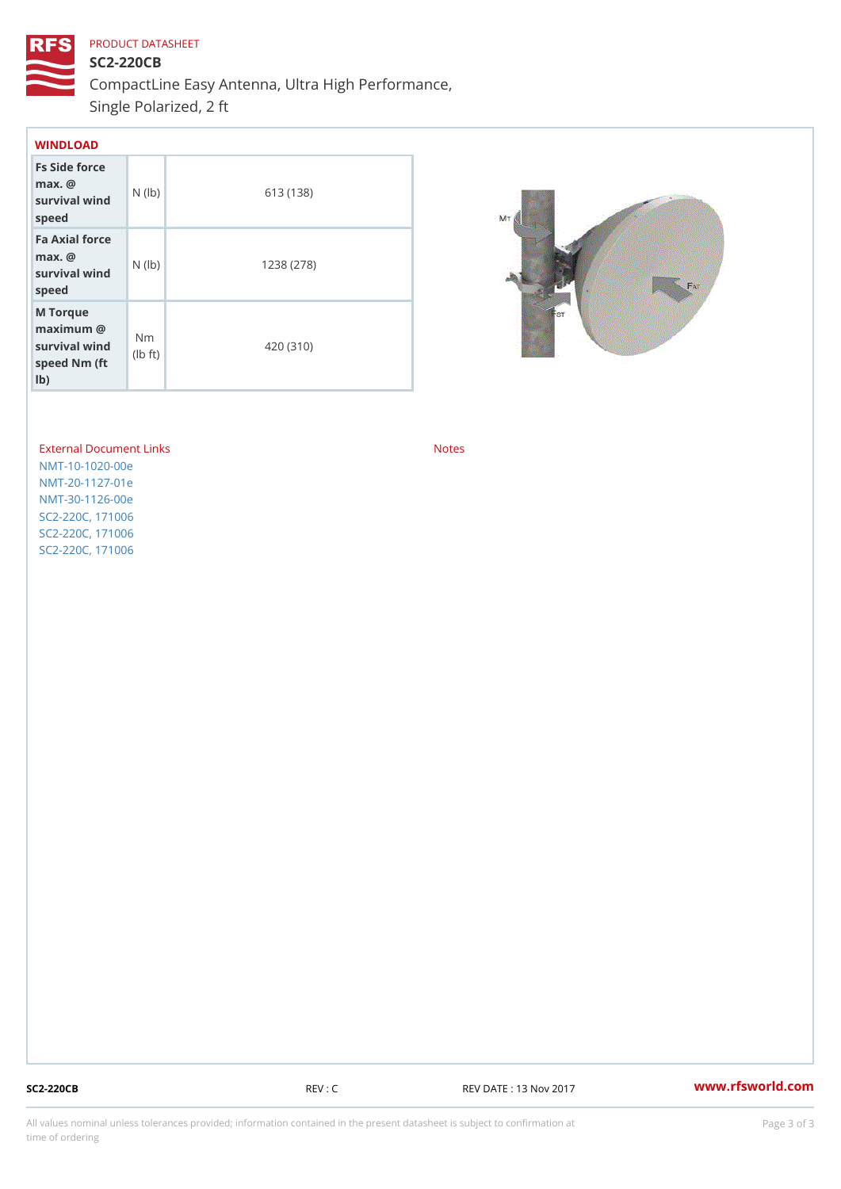PRODUCT DATASHEET

# SC2-220CB

CompactLine Easy Antenna, Ultra High Performance, Single Polarized, 2 ft

## WINDLOAD

| | | |
|---|---|---|
| Fs Side force max. @ survival wind speed | N (lb) | 613 (138) |
| Fa Axial force max. @ survival wind speed | N (lb) | 1238 (278) |
| M Torque maximum @ survival wind speed Nm (ft lb) | Nm (lb ft) | 420 (310) |

MT

FAT

FST

External Document Links

NMT-10-1020-00e
NMT-20-1127-01e
NMT-30-1126-00e
SC2-220C, 171006
SC2-220C, 171006
SC2-220C, 171006

Notes

SC2-220CB REV : C REV DATE : 13 Nov 2017 www.rfsworld.com

All values nominal unless tolerances provided; information contained in the present datasheet is subject to confirmation at time of ordering